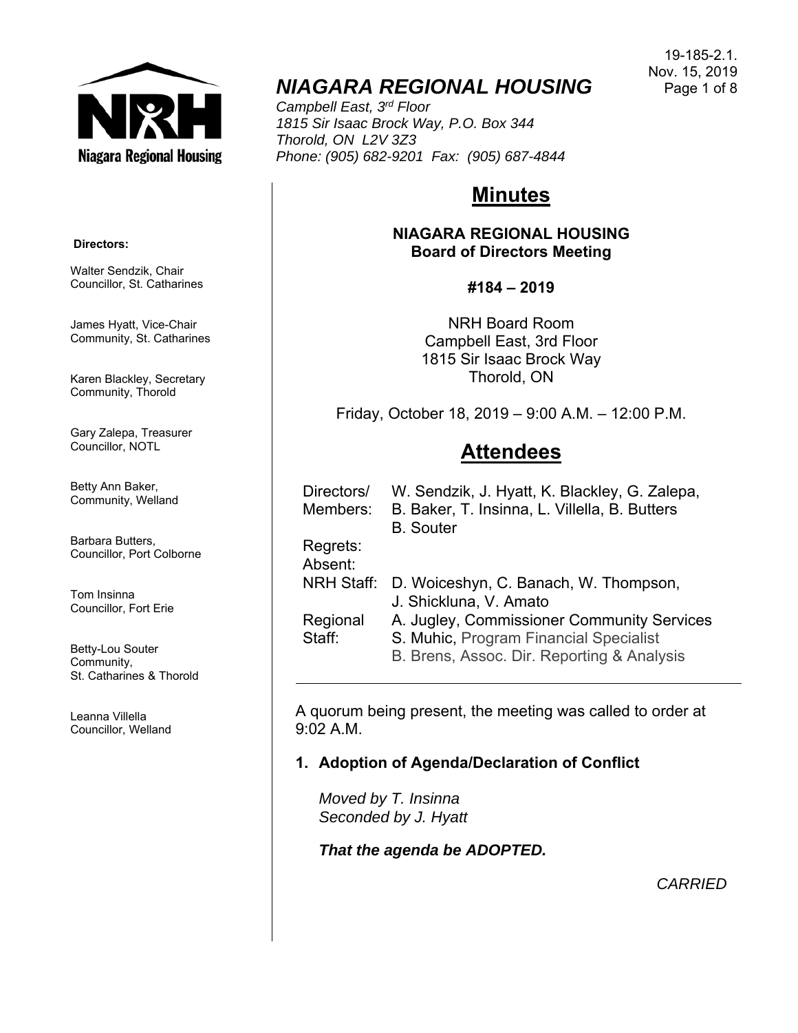19-185-2.1.
Nov. 15, 2019

# NIAGARA REGIONAL HOUSING

*Campbell East, 3rd Floor*
*1815 Sir Isaac Brock Way, P.O. Box 344*
*Thorold, ON L2V 3Z3*
*Phone: (905) 682-9201 Fax: (905) 687-4844*

**Directors:**

Walter Sendzik, Chair
Councillor, St. Catharines

James Hyatt, Vice-Chair
Community, St. Catharines

Karen Blackley, Secretary
Community, Thorold

Gary Zalepa, Treasurer
Councillor, NOTL

Betty Ann Baker,
Community, Welland

Barbara Butters,
Councillor, Port Colborne

Tom Insinna
Councillor, Fort Erie

Betty-Lou Souter
Community,
St. Catharines & Thorold

Leanna Villella
Councillor, Welland

## Minutes

**NIAGARA REGIONAL HOUSING**
**Board of Directors Meeting**

**#184 – 2019**

NRH Board Room
Campbell East, 3rd Floor
1815 Sir Isaac Brock Way
Thorold, ON

Friday, October 18, 2019 – 9:00 A.M. – 12:00 P.M.

## Attendees

| | |
|---|---|
| Directors/ Members: | W. Sendzik, J. Hyatt, K. Blackley, G. Zalepa, B. Baker, T. Insinna, L. Villella, B. Butters B. Souter |
| Regrets: | |
| Absent: | |
| NRH Staff: | D. Woiceshyn, C. Banach, W. Thompson, J. Shickluna, V. Amato |
| Regional Staff: | A. Jugley, Commissioner Community Services<br>S. Muhic, Program Financial Specialist<br>B. Brens, Assoc. Dir. Reporting & Analysis |

---

A quorum being present, the meeting was called to order at 9:02 A.M.

**1. Adoption of Agenda/Declaration of Conflict**

*Moved by T. Insinna*
*Seconded by J. Hyatt*

***That the agenda be ADOPTED.***

*CARRIED*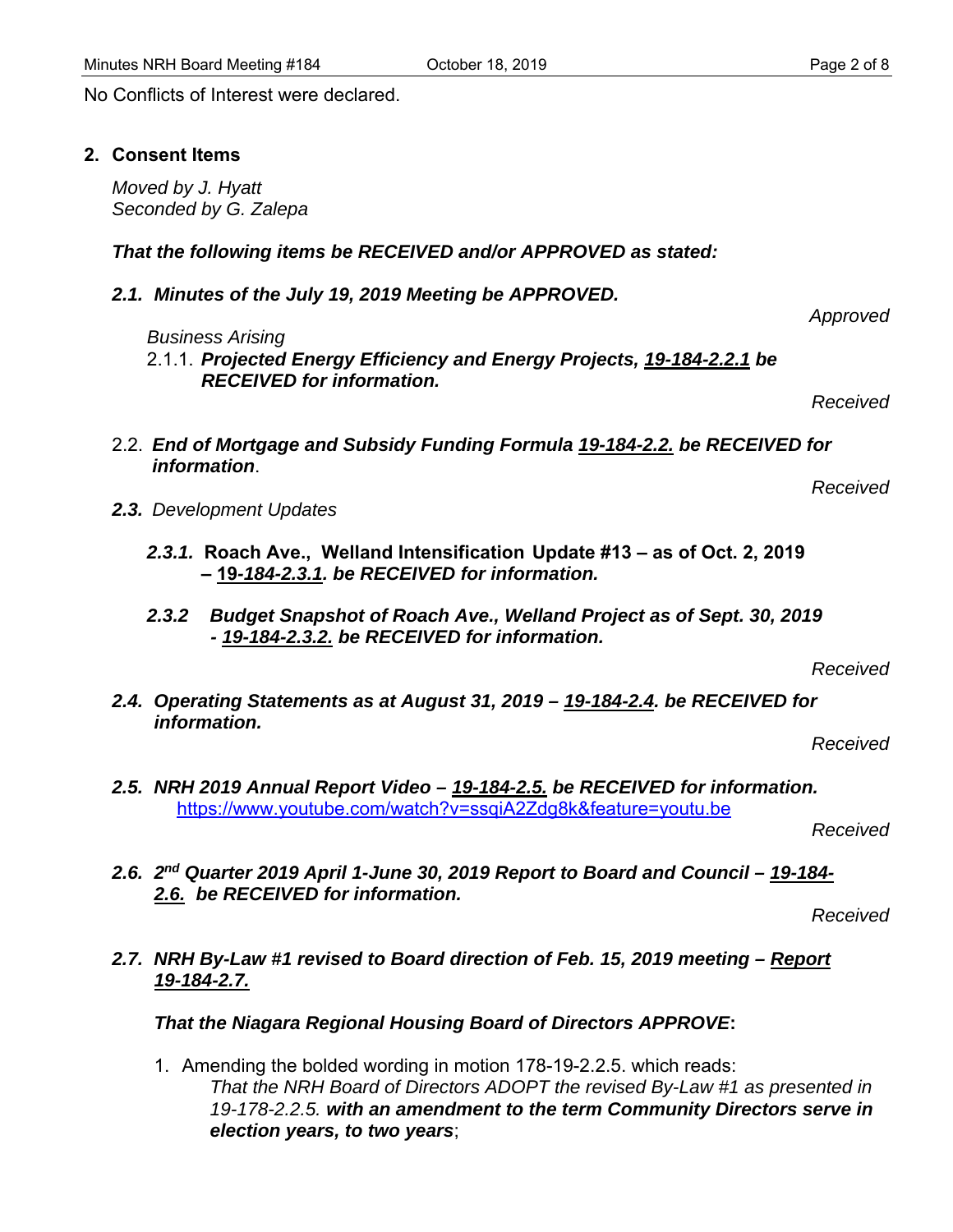No Conflicts of Interest were declared.

## 2. Consent Items

*Moved by J. Hyatt*
*Seconded by G. Zalepa*

***That the following items be RECEIVED and/or APPROVED as stated:***

***2.1. Minutes of the July 19, 2019 Meeting be APPROVED.***

*Approved*

*Business Arising*

2.1.1. ***Projected Energy Efficiency and Energy Projects, 19-184-2.2.1 be RECEIVED for information.***

*Received*

2.2. ***End of Mortgage and Subsidy Funding Formula 19-184-2.2. be RECEIVED for information***.

*Received*

***2.3.*** *Development Updates*

***2.3.1.*** **Roach Ave., Welland Intensification Update #13 – as of Oct. 2, 2019 – 19-*184-2.3.1*. *be RECEIVED for information.***

***2.3.2 Budget Snapshot of Roach Ave., Welland Project as of Sept. 30, 2019 - 19-184-2.3.2. be RECEIVED for information.***

*Received*

***2.4. Operating Statements as at August 31, 2019 – 19-184-2.4. be RECEIVED for information.***

*Received*

***2.5. NRH 2019 Annual Report Video – 19-184-2.5. be RECEIVED for information.***
https://www.youtube.com/watch?v=ssqiA2Zdg8k&feature=youtu.be

*Received*

***2.6. 2nd Quarter 2019 April 1-June 30, 2019 Report to Board and Council – 19-184-2.6. be RECEIVED for information.***

*Received*

***2.7. NRH By-Law #1 revised to Board direction of Feb. 15, 2019 meeting – Report 19-184-2.7.***

***That the Niagara Regional Housing Board of Directors APPROVE*:**

1. Amending the bolded wording in motion 178-19-2.2.5. which reads:
   *That the NRH Board of Directors ADOPT the revised By-Law #1 as presented in 19-178-2.2.5.* ***with an amendment to the term Community Directors serve in election years, to two years***;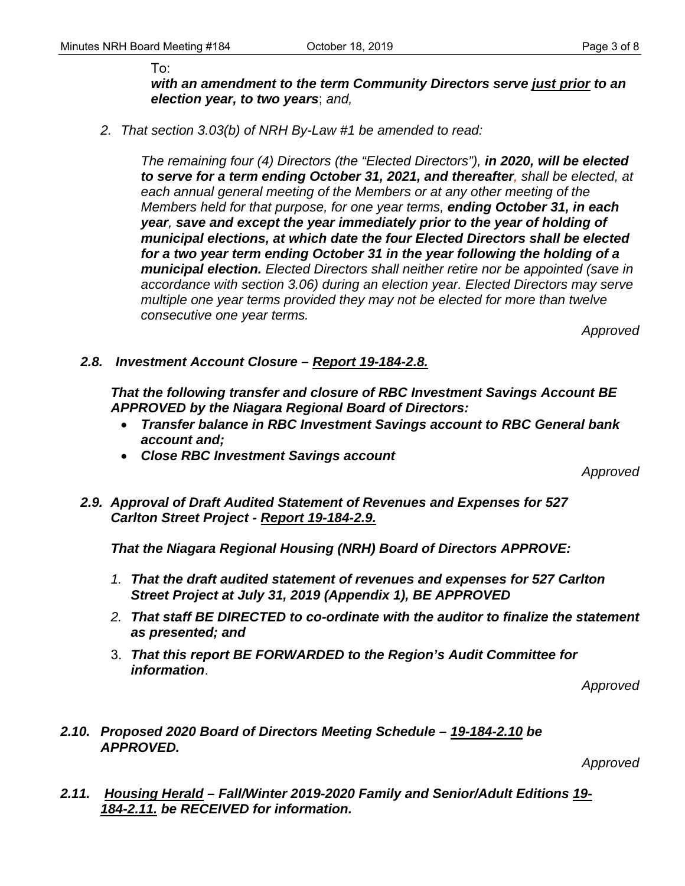To:
***with an amendment to the term Community Directors serve <u>just prior</u> to an election year, to two years***; *and,*

*2. That section 3.03(b) of NRH By-Law #1 be amended to read:*

*The remaining four (4) Directors (the "Elected Directors"), **in 2020, will be elected to serve for a term ending October 31, 2021, and thereafter**, shall be elected, at each annual general meeting of the Members or at any other meeting of the Members held for that purpose, for one year terms, **ending October 31, in each year**, **save and except the year immediately prior to the year of holding of municipal elections, at which date the four Elected Directors shall be elected for a two year term ending October 31 in the year following the holding of a municipal election.** Elected Directors shall neither retire nor be appointed (save in accordance with section 3.06) during an election year. Elected Directors may serve multiple one year terms provided they may not be elected for more than twelve consecutive one year terms.*

*Approved*

***2.8. Investment Account Closure – <u>Report 19-184-2.8.</u>***

***That the following transfer and closure of RBC Investment Savings Account BE APPROVED by the Niagara Regional Board of Directors:***

- ***Transfer balance in RBC Investment Savings account to RBC General bank account and;***
- ***Close RBC Investment Savings account***

*Approved*

***2.9. Approval of Draft Audited Statement of Revenues and Expenses for 527 Carlton Street Project - <u>Report 19-184-2.9.</u>***

***That the Niagara Regional Housing (NRH) Board of Directors APPROVE:***

1. ***That the draft audited statement of revenues and expenses for 527 Carlton Street Project at July 31, 2019 (Appendix 1), BE APPROVED***
2. ***That staff BE DIRECTED to co-ordinate with the auditor to finalize the statement as presented; and***
3. ***That this report BE FORWARDED to the Region's Audit Committee for information***.

*Approved*

***2.10. Proposed 2020 Board of Directors Meeting Schedule – <u>19-184-2.10</u> be APPROVED.***

*Approved*

***2.11. <u>Housing Herald</u> – Fall/Winter 2019-2020 Family and Senior/Adult Editions <u>19-184-2.11.</u> be RECEIVED for information.***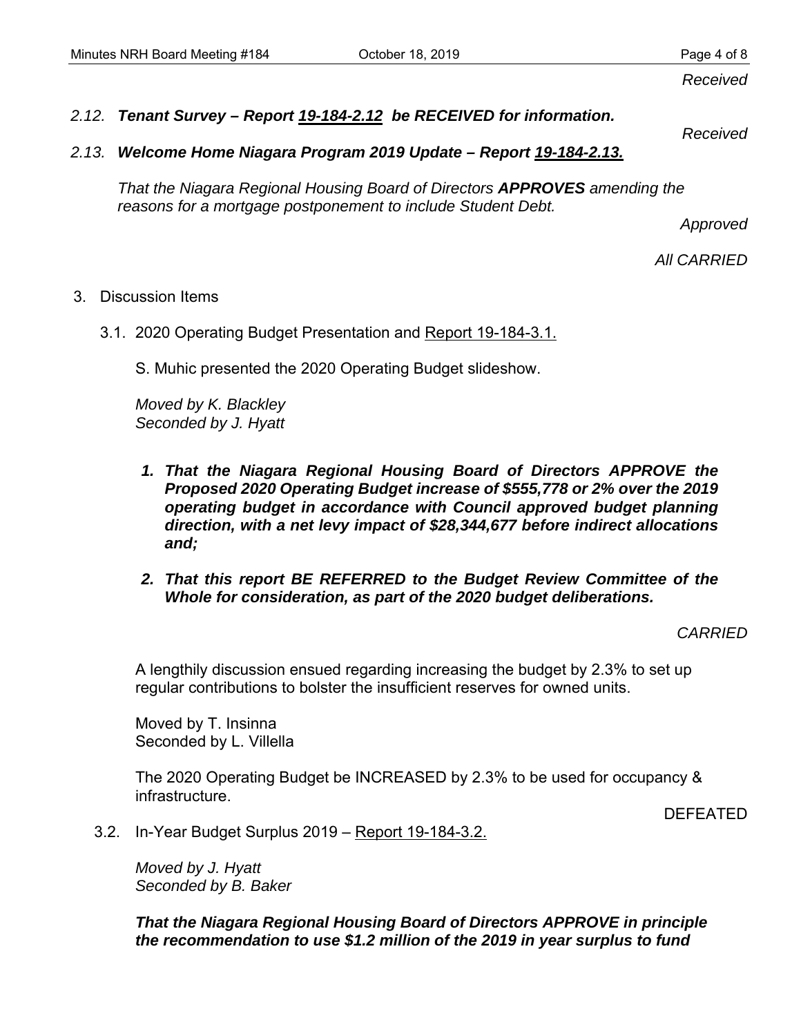*Received*

*2.12.* ***Tenant Survey – Report 19-184-2.12 be RECEIVED for information.***

*Received*

*2.13.* ***Welcome Home Niagara Program 2019 Update – Report 19-184-2.13.***

*That the Niagara Regional Housing Board of Directors **APPROVES** amending the reasons for a mortgage postponement to include Student Debt.*

*Approved*

*All CARRIED*

3. Discussion Items

3.1. 2020 Operating Budget Presentation and Report 19-184-3.1.

S. Muhic presented the 2020 Operating Budget slideshow.

*Moved by K. Blackley*
*Seconded by J. Hyatt*

1. ***That the Niagara Regional Housing Board of Directors APPROVE the Proposed 2020 Operating Budget increase of $555,778 or 2% over the 2019 operating budget in accordance with Council approved budget planning direction, with a net levy impact of $28,344,677 before indirect allocations and;***
2. ***That this report BE REFERRED to the Budget Review Committee of the Whole for consideration, as part of the 2020 budget deliberations.***

*CARRIED*

A lengthily discussion ensued regarding increasing the budget by 2.3% to set up regular contributions to bolster the insufficient reserves for owned units.

Moved by T. Insinna
Seconded by L. Villella

The 2020 Operating Budget be INCREASED by 2.3% to be used for occupancy & infrastructure.

DEFEATED

3.2. In-Year Budget Surplus 2019 – Report 19-184-3.2.

*Moved by J. Hyatt*
*Seconded by B. Baker*

***That the Niagara Regional Housing Board of Directors APPROVE in principle the recommendation to use $1.2 million of the 2019 in year surplus to fund***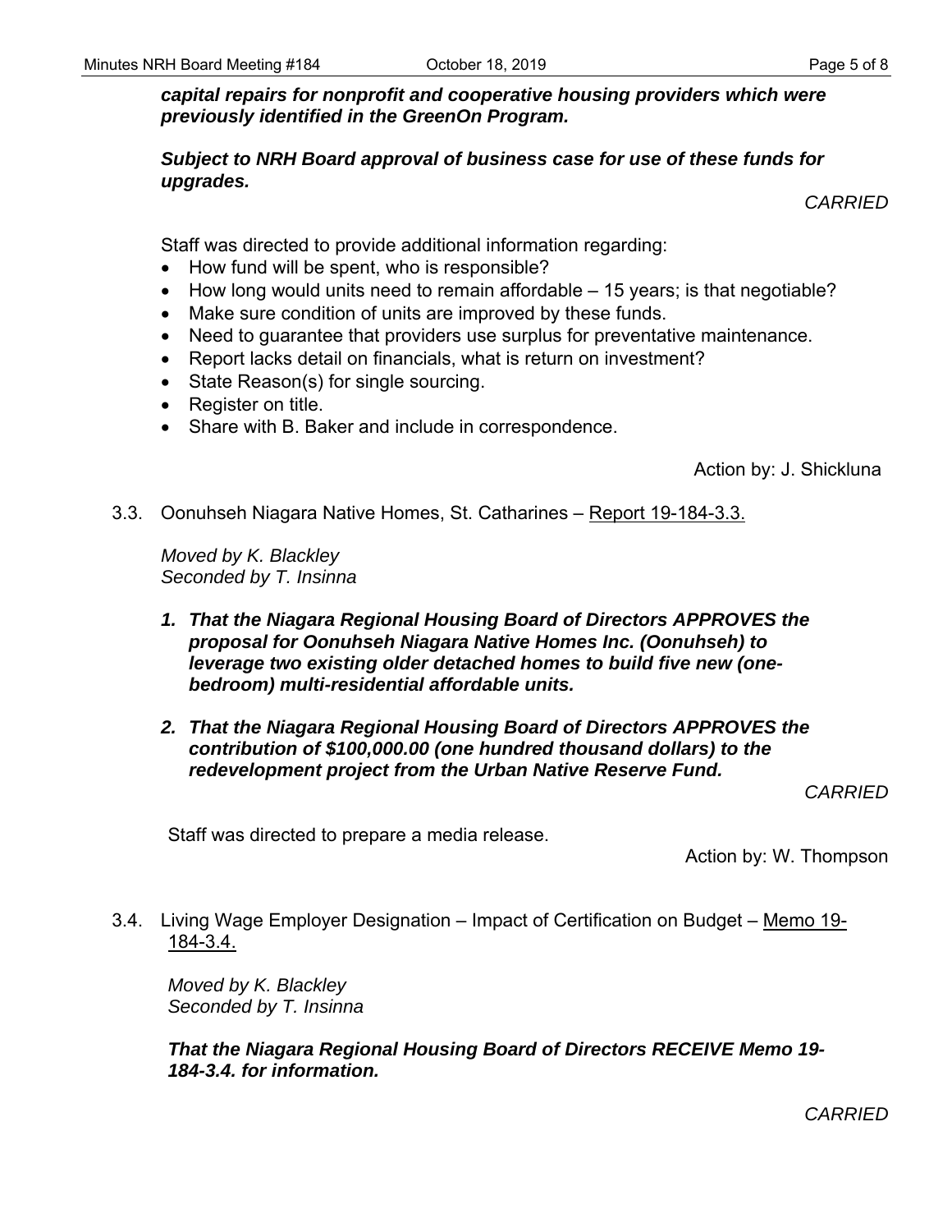***capital repairs for nonprofit and cooperative housing providers which were previously identified in the GreenOn Program.***

***Subject to NRH Board approval of business case for use of these funds for upgrades.***

*CARRIED*

Staff was directed to provide additional information regarding:

- How fund will be spent, who is responsible?
- How long would units need to remain affordable – 15 years; is that negotiable?
- Make sure condition of units are improved by these funds.
- Need to guarantee that providers use surplus for preventative maintenance.
- Report lacks detail on financials, what is return on investment?
- State Reason(s) for single sourcing.
- Register on title.
- Share with B. Baker and include in correspondence.

Action by: J. Shickluna

3.3. Oonuhseh Niagara Native Homes, St. Catharines – Report 19-184-3.3.

*Moved by K. Blackley*
*Seconded by T. Insinna*

1. ***That the Niagara Regional Housing Board of Directors APPROVES the proposal for Oonuhseh Niagara Native Homes Inc. (Oonuhseh) to leverage two existing older detached homes to build five new (one-bedroom) multi-residential affordable units.***

2. ***That the Niagara Regional Housing Board of Directors APPROVES the contribution of $100,000.00 (one hundred thousand dollars) to the redevelopment project from the Urban Native Reserve Fund.***

*CARRIED*

Staff was directed to prepare a media release.

Action by: W. Thompson

3.4. Living Wage Employer Designation – Impact of Certification on Budget – Memo 19-184-3.4.

*Moved by K. Blackley*
*Seconded by T. Insinna*

***That the Niagara Regional Housing Board of Directors RECEIVE Memo 19-184-3.4. for information.***

*CARRIED*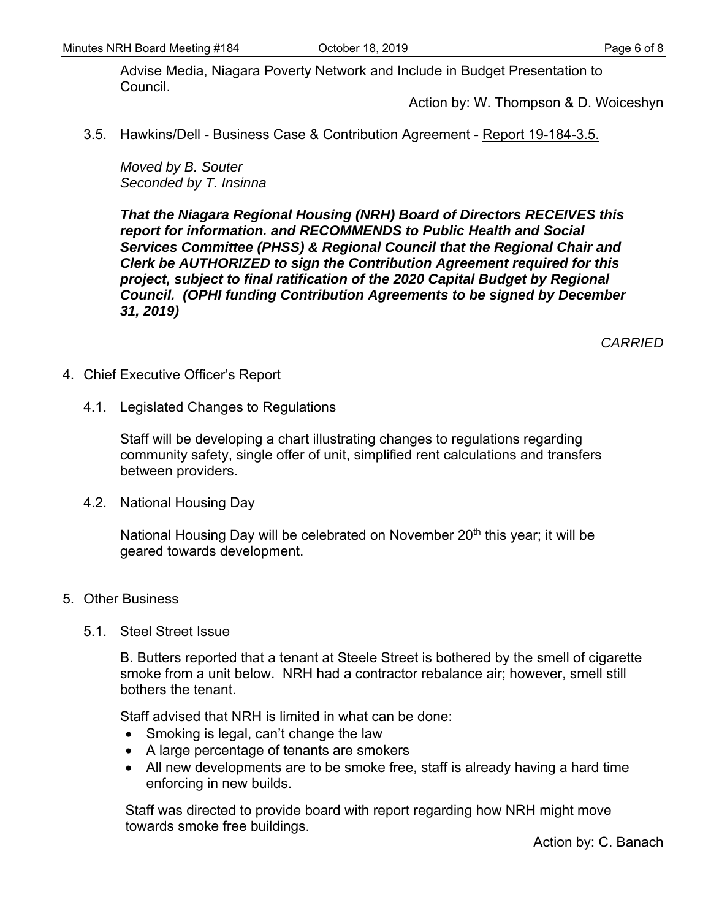Advise Media, Niagara Poverty Network and Include in Budget Presentation to Council.

Action by: W. Thompson & D. Woiceshyn

3.5. Hawkins/Dell - Business Case & Contribution Agreement - Report 19-184-3.5.

*Moved by B. Souter*
*Seconded by T. Insinna*

***That the Niagara Regional Housing (NRH) Board of Directors RECEIVES this report for information. and RECOMMENDS to Public Health and Social Services Committee (PHSS) & Regional Council that the Regional Chair and Clerk be AUTHORIZED to sign the Contribution Agreement required for this project, subject to final ratification of the 2020 Capital Budget by Regional Council. (OPHI funding Contribution Agreements to be signed by December 31, 2019)***

*CARRIED*

4. Chief Executive Officer's Report

4.1. Legislated Changes to Regulations

Staff will be developing a chart illustrating changes to regulations regarding community safety, single offer of unit, simplified rent calculations and transfers between providers.

4.2. National Housing Day

National Housing Day will be celebrated on November 20th this year; it will be geared towards development.

5. Other Business

5.1. Steel Street Issue

B. Butters reported that a tenant at Steele Street is bothered by the smell of cigarette smoke from a unit below. NRH had a contractor rebalance air; however, smell still bothers the tenant.

Staff advised that NRH is limited in what can be done:

- Smoking is legal, can't change the law
- A large percentage of tenants are smokers
- All new developments are to be smoke free, staff is already having a hard time enforcing in new builds.

Staff was directed to provide board with report regarding how NRH might move towards smoke free buildings.

Action by: C. Banach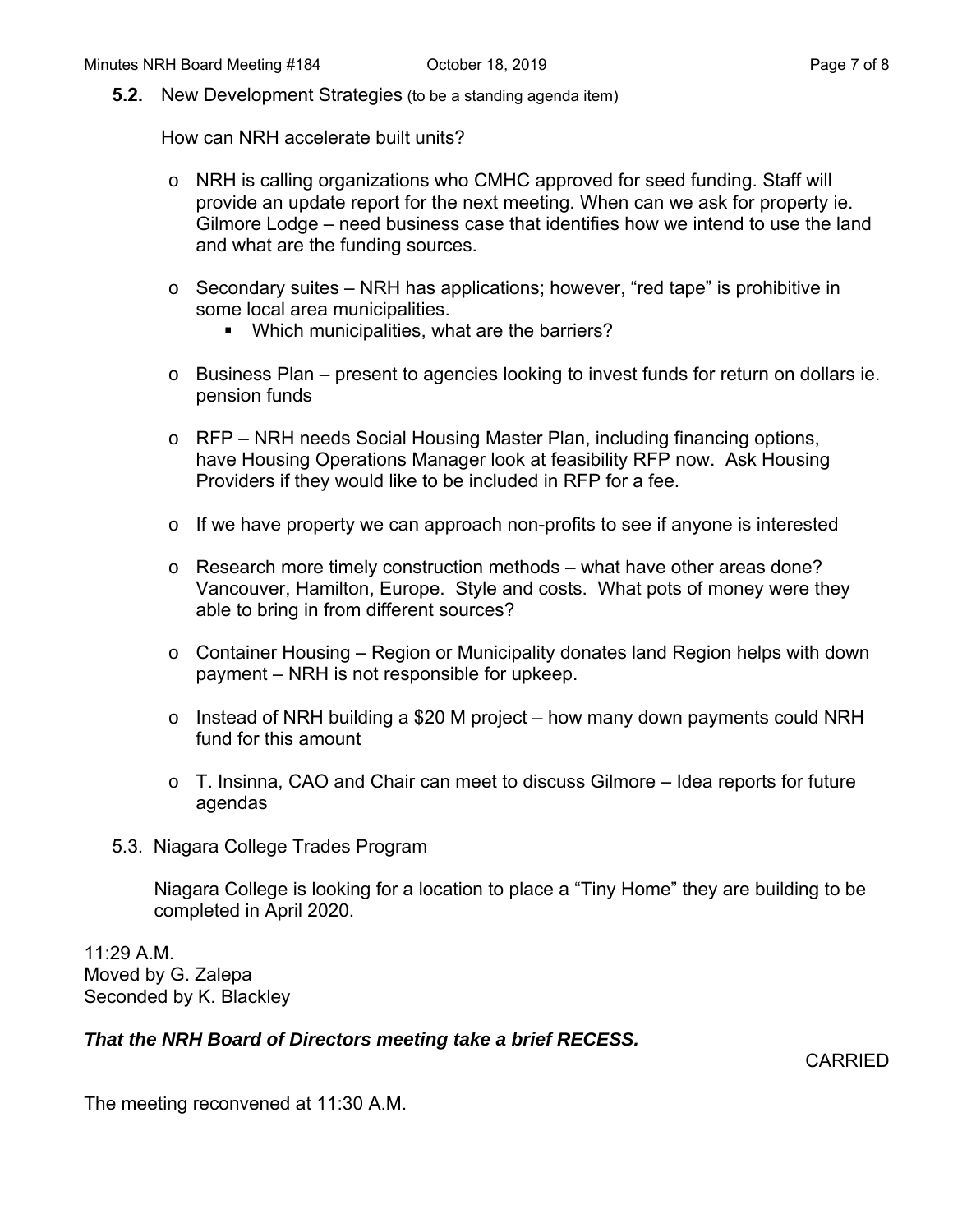**5.2.** New Development Strategies (to be a standing agenda item)

How can NRH accelerate built units?

- NRH is calling organizations who CMHC approved for seed funding. Staff will provide an update report for the next meeting. When can we ask for property ie. Gilmore Lodge – need business case that identifies how we intend to use the land and what are the funding sources.

- Secondary suites – NRH has applications; however, “red tape” is prohibitive in some local area municipalities.
  - Which municipalities, what are the barriers?

- Business Plan – present to agencies looking to invest funds for return on dollars ie. pension funds

- RFP – NRH needs Social Housing Master Plan, including financing options, have Housing Operations Manager look at feasibility RFP now. Ask Housing Providers if they would like to be included in RFP for a fee.

- If we have property we can approach non-profits to see if anyone is interested

- Research more timely construction methods – what have other areas done? Vancouver, Hamilton, Europe. Style and costs. What pots of money were they able to bring in from different sources?

- Container Housing – Region or Municipality donates land Region helps with down payment – NRH is not responsible for upkeep.

- Instead of NRH building a $20 M project – how many down payments could NRH fund for this amount

- T. Insinna, CAO and Chair can meet to discuss Gilmore – Idea reports for future agendas

5.3. Niagara College Trades Program

Niagara College is looking for a location to place a “Tiny Home” they are building to be completed in April 2020.

11:29 A.M.
Moved by G. Zalepa
Seconded by K. Blackley

***That the NRH Board of Directors meeting take a brief RECESS.***

CARRIED

The meeting reconvened at 11:30 A.M.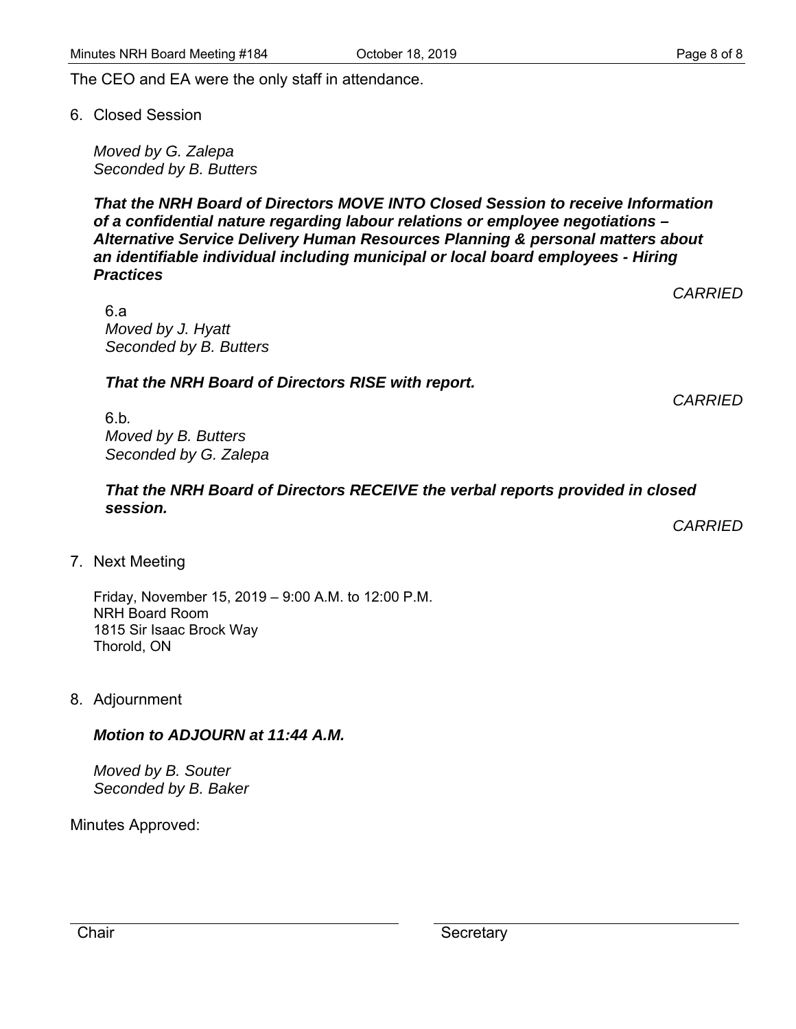The CEO and EA were the only staff in attendance.

6. Closed Session

*Moved by G. Zalepa*
*Seconded by B. Butters*

***That the NRH Board of Directors MOVE INTO Closed Session to receive Information of a confidential nature regarding labour relations or employee negotiations – Alternative Service Delivery Human Resources Planning & personal matters about an identifiable individual including municipal or local board employees - Hiring Practices***

*CARRIED*

6.a
*Moved by J. Hyatt*
*Seconded by B. Butters*

***That the NRH Board of Directors RISE with report.***

*CARRIED*

6.b.
*Moved by B. Butters*
*Seconded by G. Zalepa*

***That the NRH Board of Directors RECEIVE the verbal reports provided in closed session.***

*CARRIED*

7. Next Meeting

Friday, November 15, 2019 – 9:00 A.M. to 12:00 P.M.
NRH Board Room
1815 Sir Isaac Brock Way
Thorold, ON

8. Adjournment

***Motion to ADJOURN at 11:44 A.M.***

*Moved by B. Souter*
*Seconded by B. Baker*

Minutes Approved:

Chair

Secretary